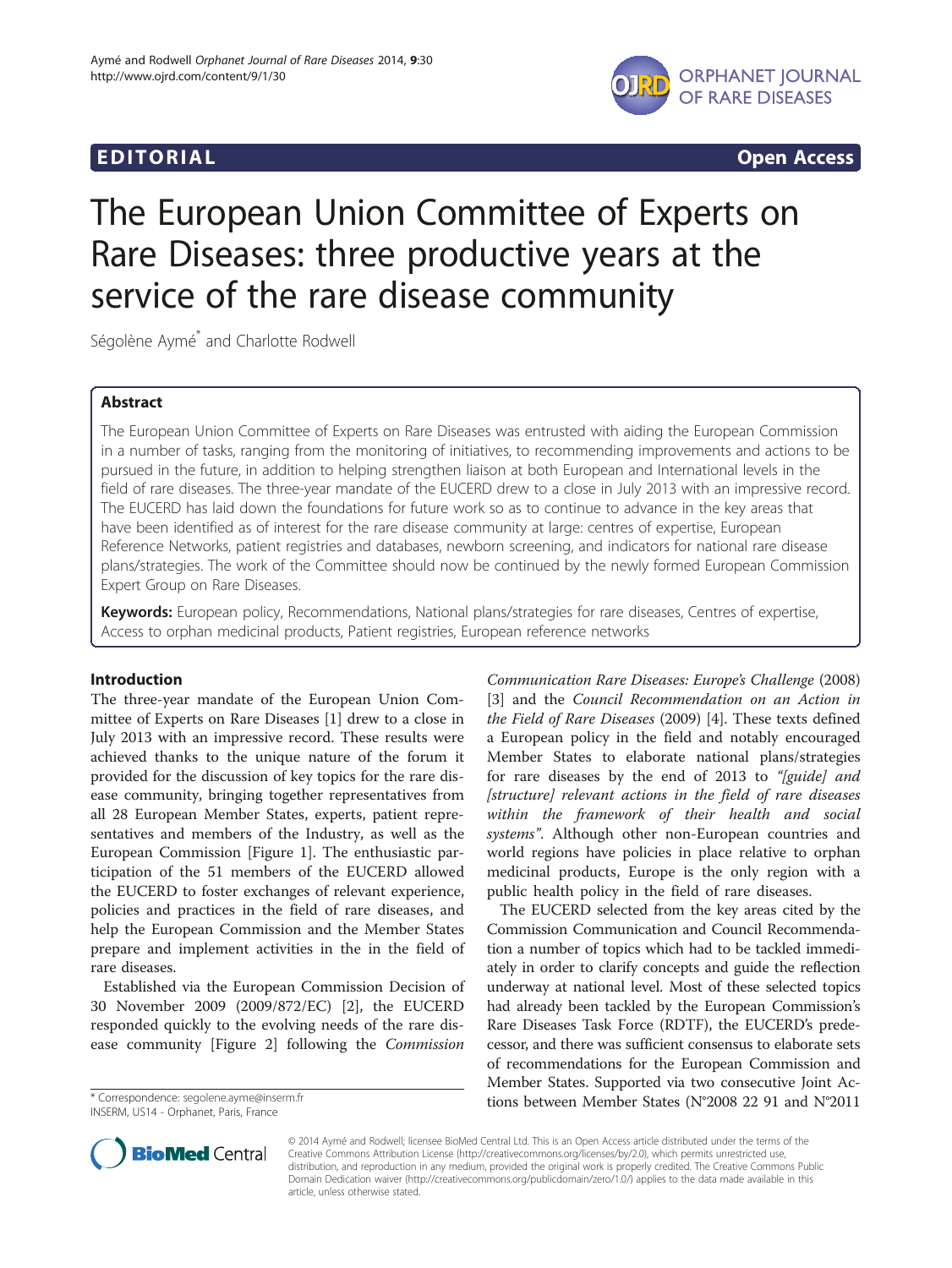**EDITORIAL** **Open Access**

# The European Union Committee of Experts on Rare Diseases: three productive years at the service of the rare disease community

Ségolène Aymé* and Charlotte Rodwell

## Abstract

The European Union Committee of Experts on Rare Diseases was entrusted with aiding the European Commission in a number of tasks, ranging from the monitoring of initiatives, to recommending improvements and actions to be pursued in the future, in addition to helping strengthen liaison at both European and International levels in the field of rare diseases. The three-year mandate of the EUCERD drew to a close in July 2013 with an impressive record. The EUCERD has laid down the foundations for future work so as to continue to advance in the key areas that have been identified as of interest for the rare disease community at large: centres of expertise, European Reference Networks, patient registries and databases, newborn screening, and indicators for national rare disease plans/strategies. The work of the Committee should now be continued by the newly formed European Commission Expert Group on Rare Diseases.

**Keywords:** European policy, Recommendations, National plans/strategies for rare diseases, Centres of expertise, Access to orphan medicinal products, Patient registries, European reference networks

## Introduction

The three-year mandate of the European Union Committee of Experts on Rare Diseases [1] drew to a close in July 2013 with an impressive record. These results were achieved thanks to the unique nature of the forum it provided for the discussion of key topics for the rare disease community, bringing together representatives from all 28 European Member States, experts, patient representatives and members of the Industry, as well as the European Commission [Figure 1]. The enthusiastic participation of the 51 members of the EUCERD allowed the EUCERD to foster exchanges of relevant experience, policies and practices in the field of rare diseases, and help the European Commission and the Member States prepare and implement activities in the in the field of rare diseases.

Established via the European Commission Decision of 30 November 2009 (2009/872/EC) [2], the EUCERD responded quickly to the evolving needs of the rare disease community [Figure 2] following the *Commission Communication Rare Diseases: Europe's Challenge* (2008) [3] and the *Council Recommendation on an Action in the Field of Rare Diseases* (2009) [4]. These texts defined a European policy in the field and notably encouraged Member States to elaborate national plans/strategies for rare diseases by the end of 2013 to *"[guide] and [structure] relevant actions in the field of rare diseases within the framework of their health and social systems"*. Although other non-European countries and world regions have policies in place relative to orphan medicinal products, Europe is the only region with a public health policy in the field of rare diseases.

The EUCERD selected from the key areas cited by the Commission Communication and Council Recommendation a number of topics which had to be tackled immediately in order to clarify concepts and guide the reflection underway at national level. Most of these selected topics had already been tackled by the European Commission's Rare Diseases Task Force (RDTF), the EUCERD's predecessor, and there was sufficient consensus to elaborate sets of recommendations for the European Commission and Member States. Supported via two consecutive Joint Actions between Member States (N°2008 22 91 and N°2011

\* Correspondence: segolene.ayme@inserm.fr
INSERM, US14 - Orphanet, Paris, France

© 2014 Aymé and Rodwell; licensee BioMed Central Ltd. This is an Open Access article distributed under the terms of the Creative Commons Attribution License (http://creativecommons.org/licenses/by/2.0), which permits unrestricted use, distribution, and reproduction in any medium, provided the original work is properly credited. The Creative Commons Public Domain Dedication waiver (http://creativecommons.org/publicdomain/zero/1.0/) applies to the data made available in this article, unless otherwise stated.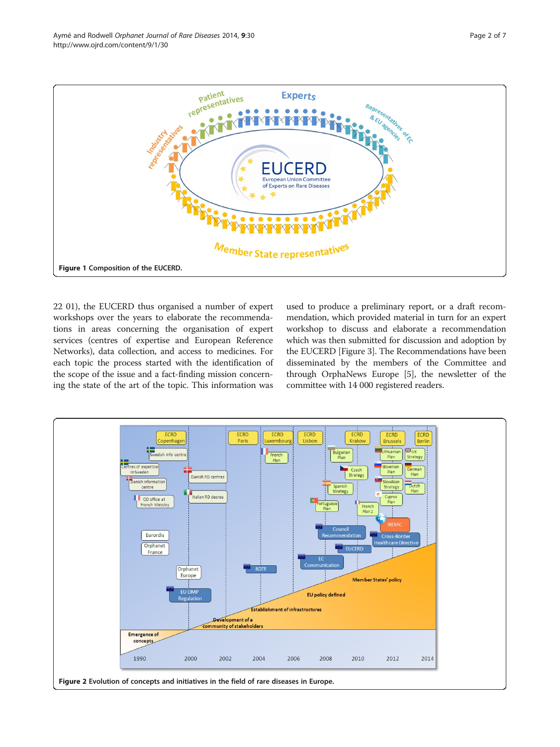Figure 1 Composition of the EUCERD.

22 01), the EUCERD thus organised a number of expert workshops over the years to elaborate the recommendations in areas concerning the organisation of expert services (centres of expertise and European Reference Networks), data collection, and access to medicines. For each topic the process started with the identification of the scope of the issue and a fact-finding mission concerning the state of the art of the topic. This information was used to produce a preliminary report, or a draft recommendation, which provided material in turn for an expert workshop to discuss and elaborate a recommendation which was then submitted for discussion and adoption by the EUCERD [Figure 3]. The Recommendations have been disseminated by the members of the Committee and through OrphaNews Europe [5], the newsletter of the committee with 14 000 registered readers.

Figure 2 Evolution of concepts and initiatives in the field of rare diseases in Europe.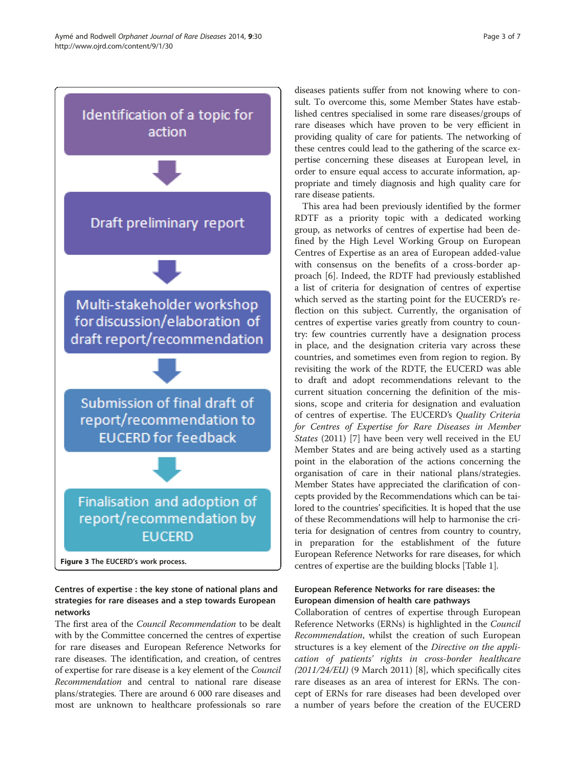Identification of a topic for action

Draft preliminary report

Multi-stakeholder workshop for discussion/elaboration of draft report/recommendation

Submission of final draft of report/recommendation to EUCERD for feedback

Finalisation and adoption of report/recommendation by EUCERD

**Figure 3** The EUCERD's work process.

### Centres of expertise : the key stone of national plans and strategies for rare diseases and a step towards European networks

The first area of the *Council Recommendation* to be dealt with by the Committee concerned the centres of expertise for rare diseases and European Reference Networks for rare diseases. The identification, and creation, of centres of expertise for rare disease is a key element of the *Council Recommendation* and central to national rare disease plans/strategies. There are around 6 000 rare diseases and most are unknown to healthcare professionals so rare diseases patients suffer from not knowing where to consult. To overcome this, some Member States have established centres specialised in some rare diseases/groups of rare diseases which have proven to be very efficient in providing quality of care for patients. The networking of these centres could lead to the gathering of the scarce expertise concerning these diseases at European level, in order to ensure equal access to accurate information, appropriate and timely diagnosis and high quality care for rare disease patients.

This area had been previously identified by the former RDTF as a priority topic with a dedicated working group, as networks of centres of expertise had been defined by the High Level Working Group on European Centres of Expertise as an area of European added-value with consensus on the benefits of a cross-border approach [6]. Indeed, the RDTF had previously established a list of criteria for designation of centres of expertise which served as the starting point for the EUCERD's reflection on this subject. Currently, the organisation of centres of expertise varies greatly from country to country: few countries currently have a designation process in place, and the designation criteria vary across these countries, and sometimes even from region to region. By revisiting the work of the RDTF, the EUCERD was able to draft and adopt recommendations relevant to the current situation concerning the definition of the missions, scope and criteria for designation and evaluation of centres of expertise. The EUCERD's *Quality Criteria for Centres of Expertise for Rare Diseases in Member States* (2011) [7] have been very well received in the EU Member States and are being actively used as a starting point in the elaboration of the actions concerning the organisation of care in their national plans/strategies. Member States have appreciated the clarification of concepts provided by the Recommendations which can be tailored to the countries' specificities. It is hoped that the use of these Recommendations will help to harmonise the criteria for designation of centres from country to country, in preparation for the establishment of the future European Reference Networks for rare diseases, for which centres of expertise are the building blocks [Table 1].

### European Reference Networks for rare diseases: the European dimension of health care pathways

Collaboration of centres of expertise through European Reference Networks (ERNs) is highlighted in the *Council Recommendation*, whilst the creation of such European structures is a key element of the *Directive on the application of patients' rights in cross-border healthcare (2011/24/EU)* (9 March 2011) [8], which specifically cites rare diseases as an area of interest for ERNs. The concept of ERNs for rare diseases had been developed over a number of years before the creation of the EUCERD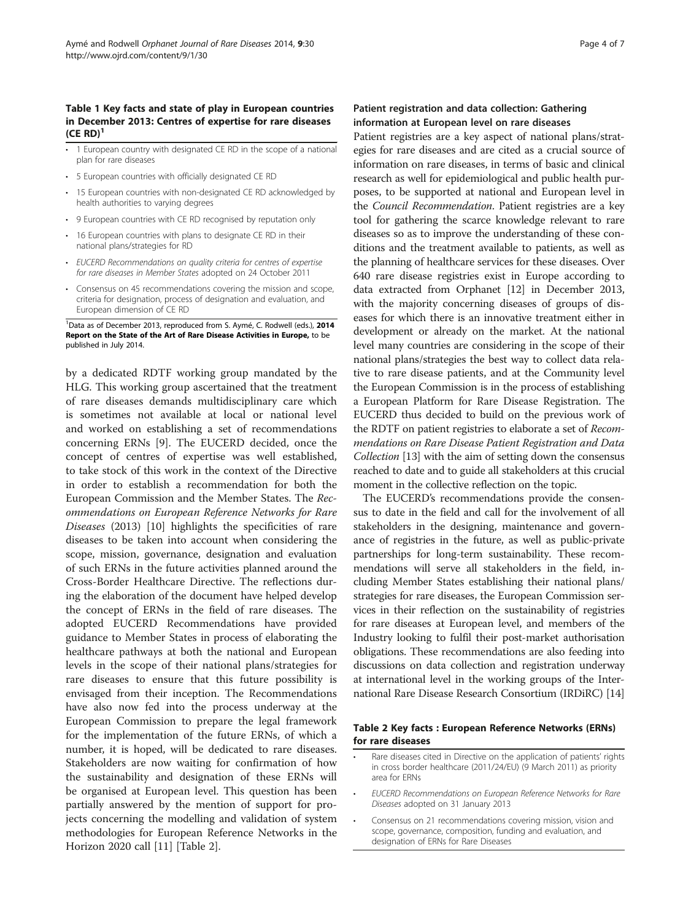**Table 1 Key facts and state of play in European countries in December 2013: Centres of expertise for rare diseases (CE RD)[1]**

- 1 European country with designated CE RD in the scope of a national plan for rare diseases
- 5 European countries with officially designated CE RD
- 15 European countries with non-designated CE RD acknowledged by health authorities to varying degrees
- 9 European countries with CE RD recognised by reputation only
- 16 European countries with plans to designate CE RD in their national plans/strategies for RD
- *EUCERD Recommendations on quality criteria for centres of expertise for rare diseases in Member States* adopted on 24 October 2011
- Consensus on 45 recommendations covering the mission and scope, criteria for designation, process of designation and evaluation, and European dimension of CE RD

[1]Data as of December 2013, reproduced from S. Aymé, C. Rodwell (eds.), **2014 Report on the State of the Art of Rare Disease Activities in Europe,** to be published in July 2014.

by a dedicated RDTF working group mandated by the HLG. This working group ascertained that the treatment of rare diseases demands multidisciplinary care which is sometimes not available at local or national level and worked on establishing a set of recommendations concerning ERNs [9]. The EUCERD decided, once the concept of centres of expertise was well established, to take stock of this work in the context of the Directive in order to establish a recommendation for both the European Commission and the Member States. The *Recommendations on European Reference Networks for Rare Diseases* (2013) [10] highlights the specificities of rare diseases to be taken into account when considering the scope, mission, governance, designation and evaluation of such ERNs in the future activities planned around the Cross-Border Healthcare Directive. The reflections during the elaboration of the document have helped develop the concept of ERNs in the field of rare diseases. The adopted EUCERD Recommendations have provided guidance to Member States in process of elaborating the healthcare pathways at both the national and European levels in the scope of their national plans/strategies for rare diseases to ensure that this future possibility is envisaged from their inception. The Recommendations have also now fed into the process underway at the European Commission to prepare the legal framework for the implementation of the future ERNs, of which a number, it is hoped, will be dedicated to rare diseases. Stakeholders are now waiting for confirmation of how the sustainability and designation of these ERNs will be organised at European level. This question has been partially answered by the mention of support for projects concerning the modelling and validation of system methodologies for European Reference Networks in the Horizon 2020 call [11] [Table 2].

### Patient registration and data collection: Gathering information at European level on rare diseases

Patient registries are a key aspect of national plans/strategies for rare diseases and are cited as a crucial source of information on rare diseases, in terms of basic and clinical research as well for epidemiological and public health purposes, to be supported at national and European level in the *Council Recommendation*. Patient registries are a key tool for gathering the scarce knowledge relevant to rare diseases so as to improve the understanding of these conditions and the treatment available to patients, as well as the planning of healthcare services for these diseases. Over 640 rare disease registries exist in Europe according to data extracted from Orphanet [12] in December 2013, with the majority concerning diseases of groups of diseases for which there is an innovative treatment either in development or already on the market. At the national level many countries are considering in the scope of their national plans/strategies the best way to collect data relative to rare disease patients, and at the Community level the European Commission is in the process of establishing a European Platform for Rare Disease Registration. The EUCERD thus decided to build on the previous work of the RDTF on patient registries to elaborate a set of *Recommendations on Rare Disease Patient Registration and Data Collection* [13] with the aim of setting down the consensus reached to date and to guide all stakeholders at this crucial moment in the collective reflection on the topic.

The EUCERD's recommendations provide the consensus to date in the field and call for the involvement of all stakeholders in the designing, maintenance and governance of registries in the future, as well as public-private partnerships for long-term sustainability. These recommendations will serve all stakeholders in the field, including Member States establishing their national plans/strategies for rare diseases, the European Commission services in their reflection on the sustainability of registries for rare diseases at European level, and members of the Industry looking to fulfil their post-market authorisation obligations. These recommendations are also feeding into discussions on data collection and registration underway at international level in the working groups of the International Rare Disease Research Consortium (IRDiRC) [14]

**Table 2 Key facts : European Reference Networks (ERNs) for rare diseases**

- Rare diseases cited in Directive on the application of patients' rights in cross border healthcare (2011/24/EU) (9 March 2011) as priority area for ERNs
- *EUCERD Recommendations on European Reference Networks for Rare Diseases* adopted on 31 January 2013
- Consensus on 21 recommendations covering mission, vision and scope, governance, composition, funding and evaluation, and designation of ERNs for Rare Diseases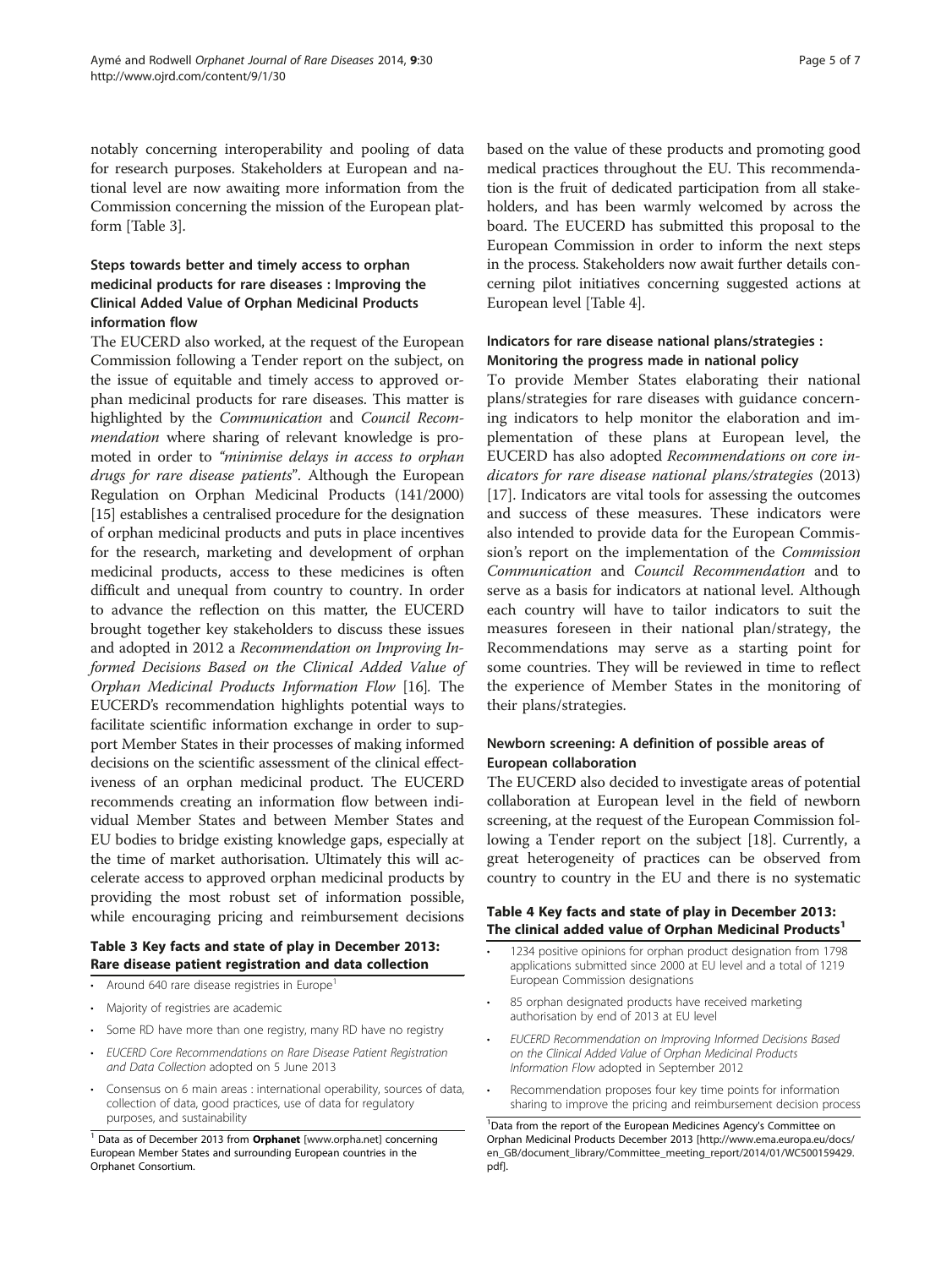notably concerning interoperability and pooling of data for research purposes. Stakeholders at European and national level are now awaiting more information from the Commission concerning the mission of the European platform [Table 3].

### Steps towards better and timely access to orphan medicinal products for rare diseases : Improving the Clinical Added Value of Orphan Medicinal Products information flow

The EUCERD also worked, at the request of the European Commission following a Tender report on the subject, on the issue of equitable and timely access to approved orphan medicinal products for rare diseases. This matter is highlighted by the *Communication* and *Council Recommendation* where sharing of relevant knowledge is promoted in order to *"minimise delays in access to orphan drugs for rare disease patients"*. Although the European Regulation on Orphan Medicinal Products (141/2000) [15] establishes a centralised procedure for the designation of orphan medicinal products and puts in place incentives for the research, marketing and development of orphan medicinal products, access to these medicines is often difficult and unequal from country to country. In order to advance the reflection on this matter, the EUCERD brought together key stakeholders to discuss these issues and adopted in 2012 a *Recommendation on Improving Informed Decisions Based on the Clinical Added Value of Orphan Medicinal Products Information Flow* [16]. The EUCERD's recommendation highlights potential ways to facilitate scientific information exchange in order to support Member States in their processes of making informed decisions on the scientific assessment of the clinical effectiveness of an orphan medicinal product. The EUCERD recommends creating an information flow between individual Member States and between Member States and EU bodies to bridge existing knowledge gaps, especially at the time of market authorisation. Ultimately this will accelerate access to approved orphan medicinal products by providing the most robust set of information possible, while encouraging pricing and reimbursement decisions based on the value of these products and promoting good medical practices throughout the EU. This recommendation is the fruit of dedicated participation from all stakeholders, and has been warmly welcomed by across the board. The EUCERD has submitted this proposal to the European Commission in order to inform the next steps in the process. Stakeholders now await further details concerning pilot initiatives concerning suggested actions at European level [Table 4].

**Table 3 Key facts and state of play in December 2013: Rare disease patient registration and data collection**

- Around 640 rare disease registries in Europe[1]
- Majority of registries are academic
- Some RD have more than one registry, many RD have no registry
- *EUCERD Core Recommendations on Rare Disease Patient Registration and Data Collection* adopted on 5 June 2013
- Consensus on 6 main areas : international operability, sources of data, collection of data, good practices, use of data for regulatory purposes, and sustainability

[1] Data as of December 2013 from **Orphanet** [www.orpha.net] concerning European Member States and surrounding European countries in the Orphanet Consortium.

### Indicators for rare disease national plans/strategies : Monitoring the progress made in national policy

To provide Member States elaborating their national plans/strategies for rare diseases with guidance concerning indicators to help monitor the elaboration and implementation of these plans at European level, the EUCERD has also adopted *Recommendations on core indicators for rare disease national plans/strategies* (2013) [17]. Indicators are vital tools for assessing the outcomes and success of these measures. These indicators were also intended to provide data for the European Commission's report on the implementation of the *Commission Communication* and *Council Recommendation* and to serve as a basis for indicators at national level. Although each country will have to tailor indicators to suit the measures foreseen in their national plan/strategy, the Recommendations may serve as a starting point for some countries. They will be reviewed in time to reflect the experience of Member States in the monitoring of their plans/strategies.

### Newborn screening: A definition of possible areas of European collaboration

The EUCERD also decided to investigate areas of potential collaboration at European level in the field of newborn screening, at the request of the European Commission following a Tender report on the subject [18]. Currently, a great heterogeneity of practices can be observed from country to country in the EU and there is no systematic

**Table 4 Key facts and state of play in December 2013: The clinical added value of Orphan Medicinal Products[1]**

- 1234 positive opinions for orphan product designation from 1798 applications submitted since 2000 at EU level and a total of 1219 European Commission designations
- 85 orphan designated products have received marketing authorisation by end of 2013 at EU level
- *EUCERD Recommendation on Improving Informed Decisions Based on the Clinical Added Value of Orphan Medicinal Products Information Flow* adopted in September 2012
- Recommendation proposes four key time points for information sharing to improve the pricing and reimbursement decision process

[1] Data from the report of the European Medicines Agency's Committee on Orphan Medicinal Products December 2013 [http://www.ema.europa.eu/docs/en_GB/document_library/Committee_meeting_report/2014/01/WC500159429.pdf].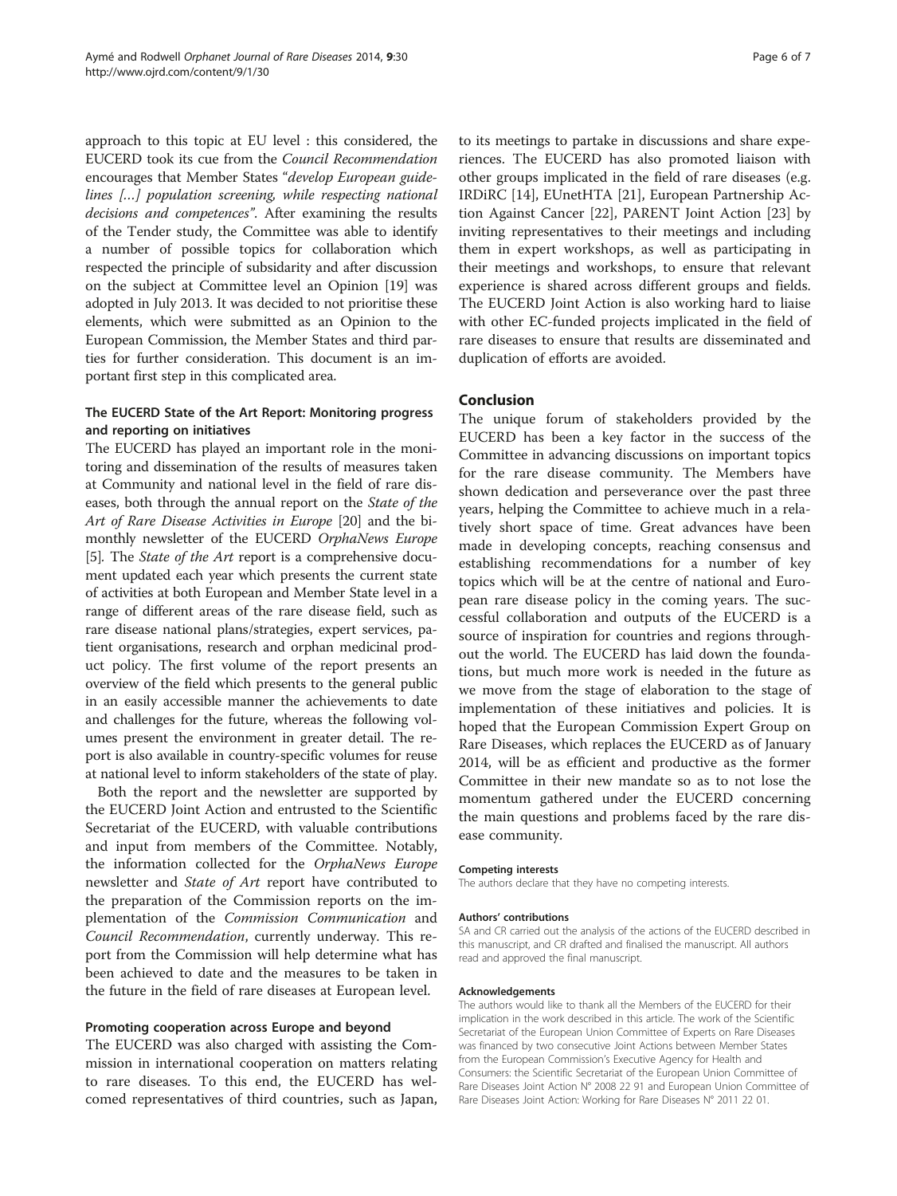approach to this topic at EU level : this considered, the EUCERD took its cue from the *Council Recommendation* encourages that Member States "*develop European guidelines […] population screening, while respecting national decisions and competences*". After examining the results of the Tender study, the Committee was able to identify a number of possible topics for collaboration which respected the principle of subsidiarity and after discussion on the subject at Committee level an Opinion [19] was adopted in July 2013. It was decided to not prioritise these elements, which were submitted as an Opinion to the European Commission, the Member States and third parties for further consideration. This document is an important first step in this complicated area.

### The EUCERD State of the Art Report: Monitoring progress and reporting on initiatives

The EUCERD has played an important role in the monitoring and dissemination of the results of measures taken at Community and national level in the field of rare diseases, both through the annual report on the *State of the Art of Rare Disease Activities in Europe* [20] and the bimonthly newsletter of the EUCERD *OrphaNews Europe* [5]. The *State of the Art* report is a comprehensive document updated each year which presents the current state of activities at both European and Member State level in a range of different areas of the rare disease field, such as rare disease national plans/strategies, expert services, patient organisations, research and orphan medicinal product policy. The first volume of the report presents an overview of the field which presents to the general public in an easily accessible manner the achievements to date and challenges for the future, whereas the following volumes present the environment in greater detail. The report is also available in country-specific volumes for reuse at national level to inform stakeholders of the state of play.

Both the report and the newsletter are supported by the EUCERD Joint Action and entrusted to the Scientific Secretariat of the EUCERD, with valuable contributions and input from members of the Committee. Notably, the information collected for the *OrphaNews Europe* newsletter and *State of Art* report have contributed to the preparation of the Commission reports on the implementation of the *Commission Communication* and *Council Recommendation*, currently underway. This report from the Commission will help determine what has been achieved to date and the measures to be taken in the future in the field of rare diseases at European level.

### Promoting cooperation across Europe and beyond

The EUCERD was also charged with assisting the Commission in international cooperation on matters relating to rare diseases. To this end, the EUCERD has welcomed representatives of third countries, such as Japan, to its meetings to partake in discussions and share experiences. The EUCERD has also promoted liaison with other groups implicated in the field of rare diseases (e.g. IRDiRC [14], EUnetHTA [21], European Partnership Action Against Cancer [22], PARENT Joint Action [23] by inviting representatives to their meetings and including them in expert workshops, as well as participating in their meetings and workshops, to ensure that relevant experience is shared across different groups and fields. The EUCERD Joint Action is also working hard to liaise with other EC-funded projects implicated in the field of rare diseases to ensure that results are disseminated and duplication of efforts are avoided.

## Conclusion

The unique forum of stakeholders provided by the EUCERD has been a key factor in the success of the Committee in advancing discussions on important topics for the rare disease community. The Members have shown dedication and perseverance over the past three years, helping the Committee to achieve much in a relatively short space of time. Great advances have been made in developing concepts, reaching consensus and establishing recommendations for a number of key topics which will be at the centre of national and European rare disease policy in the coming years. The successful collaboration and outputs of the EUCERD is a source of inspiration for countries and regions throughout the world. The EUCERD has laid down the foundations, but much more work is needed in the future as we move from the stage of elaboration to the stage of implementation of these initiatives and policies. It is hoped that the European Commission Expert Group on Rare Diseases, which replaces the EUCERD as of January 2014, will be as efficient and productive as the former Committee in their new mandate so as to not lose the momentum gathered under the EUCERD concerning the main questions and problems faced by the rare disease community.

#### Competing interests

The authors declare that they have no competing interests.

#### Authors' contributions

SA and CR carried out the analysis of the actions of the EUCERD described in this manuscript, and CR drafted and finalised the manuscript. All authors read and approved the final manuscript.

#### Acknowledgements

The authors would like to thank all the Members of the EUCERD for their implication in the work described in this article. The work of the Scientific Secretariat of the European Union Committee of Experts on Rare Diseases was financed by two consecutive Joint Actions between Member States from the European Commission's Executive Agency for Health and Consumers: the Scientific Secretariat of the European Union Committee of Rare Diseases Joint Action N° 2008 22 91 and European Union Committee of Rare Diseases Joint Action: Working for Rare Diseases N° 2011 22 01.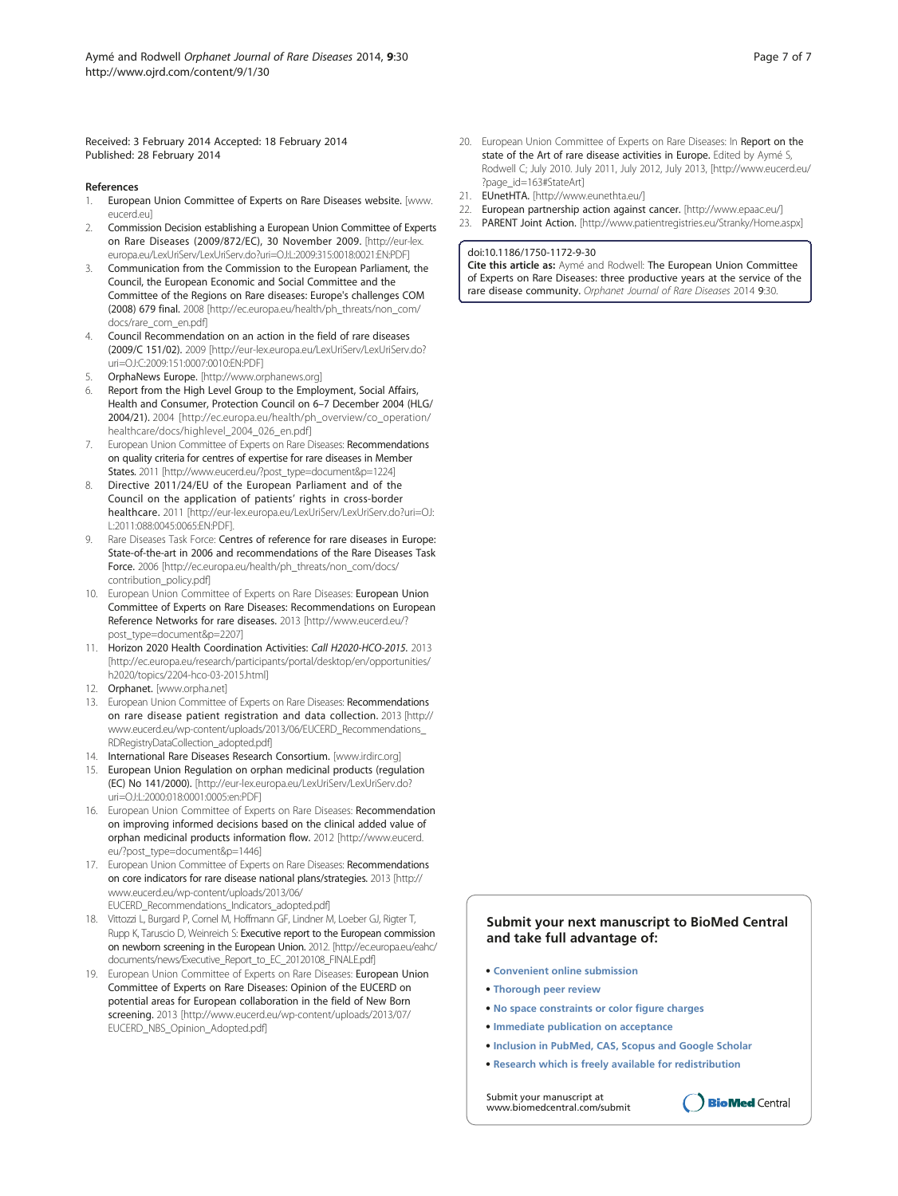Received: 3 February 2014 Accepted: 18 February 2014
Published: 28 February 2014

### References

1. European Union Committee of Experts on Rare Diseases website. [www.eucerd.eu]
2. Commission Decision establishing a European Union Committee of Experts on Rare Diseases (2009/872/EC), 30 November 2009. [http://eur-lex.europa.eu/LexUriServ/LexUriServ.do?uri=OJ:L:2009:315:0018:0021:EN:PDF]
3. Communication from the Commission to the European Parliament, the Council, the European Economic and Social Committee and the Committee of the Regions on Rare diseases: Europe's challenges COM (2008) 679 final. 2008 [http://ec.europa.eu/health/ph_threats/non_com/docs/rare_com_en.pdf]
4. Council Recommendation on an action in the field of rare diseases (2009/C 151/02). 2009 [http://eur-lex.europa.eu/LexUriServ/LexUriServ.do?uri=OJ:C:2009:151:0007:0010:EN:PDF]
5. OrphaNews Europe. [http://www.orphanews.org]
6. Report from the High Level Group to the Employment, Social Affairs, Health and Consumer, Protection Council on 6–7 December 2004 (HLG/2004/21). 2004 [http://ec.europa.eu/health/ph_overview/co_operation/healthcare/docs/highlevel_2004_026_en.pdf]
7. European Union Committee of Experts on Rare Diseases: Recommendations on quality criteria for centres of expertise for rare diseases in Member States. 2011 [http://www.eucerd.eu/?post_type=document&p=1224]
8. Directive 2011/24/EU of the European Parliament and of the Council on the application of patients' rights in cross-border healthcare. 2011 [http://eur-lex.europa.eu/LexUriServ/LexUriServ.do?uri=OJ:L:2011:088:0045:0065:EN:PDF].
9. Rare Diseases Task Force: Centres of reference for rare diseases in Europe: State-of-the-art in 2006 and recommendations of the Rare Diseases Task Force. 2006 [http://ec.europa.eu/health/ph_threats/non_com/docs/contribution_policy.pdf]
10. European Union Committee of Experts on Rare Diseases: European Union Committee of Experts on Rare Diseases: Recommendations on European Reference Networks for rare diseases. 2013 [http://www.eucerd.eu/?post_type=document&p=2207]
11. Horizon 2020 Health Coordination Activities: *Call H2020-HCO-2015*. 2013 [http://ec.europa.eu/research/participants/portal/desktop/en/opportunities/h2020/topics/2204-hco-03-2015.html]
12. Orphanet. [www.orpha.net]
13. European Union Committee of Experts on Rare Diseases: Recommendations on rare disease patient registration and data collection. 2013 [http://www.eucerd.eu/wp-content/uploads/2013/06/EUCERD_Recommendations_RDRegistryDataCollection_adopted.pdf]
14. International Rare Diseases Research Consortium. [www.irdirc.org]
15. European Union Regulation on orphan medicinal products (regulation (EC) No 141/2000). [http://eur-lex.europa.eu/LexUriServ/LexUriServ.do?uri=OJ:L:2000:018:0001:0005:en:PDF]
16. European Union Committee of Experts on Rare Diseases: Recommendation on improving informed decisions based on the clinical added value of orphan medicinal products information flow. 2012 [http://www.eucerd.eu/?post_type=document&p=1446]
17. European Union Committee of Experts on Rare Diseases: Recommendations on core indicators for rare disease national plans/strategies. 2013 [http://www.eucerd.eu/wp-content/uploads/2013/06/EUCERD_Recommendations_Indicators_adopted.pdf]
18. Vittozzi L, Burgard P, Cornel M, Hoffmann GF, Lindner M, Loeber GJ, Rigter T, Rupp K, Taruscio D, Weinreich S: Executive report to the European commission on newborn screening in the European Union. 2012. [http://ec.europa.eu/eahc/documents/news/Executive_Report_to_EC_20120108_FINALE.pdf]
19. European Union Committee of Experts on Rare Diseases: European Union Committee of Experts on Rare Diseases: Opinion of the EUCERD on potential areas for European collaboration in the field of New Born screening. 2013 [http://www.eucerd.eu/wp-content/uploads/2013/07/EUCERD_NBS_Opinion_Adopted.pdf]
20. European Union Committee of Experts on Rare Diseases: In Report on the state of the Art of rare disease activities in Europe. Edited by Aymé S, Rodwell C; July 2010. July 2011, July 2012, July 2013, [http://www.eucerd.eu/?page_id=163#StateArt]
21. EUnetHTA. [http://www.eunethta.eu/]
22. European partnership action against cancer. [http://www.epaac.eu/]
23. PARENT Joint Action. [http://www.patientregistries.eu/Stranky/Home.aspx]

doi:10.1186/1750-1172-9-30
**Cite this article as:** Aymé and Rodwell: The European Union Committee of Experts on Rare Diseases: three productive years at the service of the rare disease community. *Orphanet Journal of Rare Diseases* 2014 **9**:30.

**Submit your next manuscript to BioMed Central and take full advantage of:**

- Convenient online submission
- Thorough peer review
- No space constraints or color figure charges
- Immediate publication on acceptance
- Inclusion in PubMed, CAS, Scopus and Google Scholar
- Research which is freely available for redistribution

Submit your manuscript at
www.biomedcentral.com/submit

BioMed Central